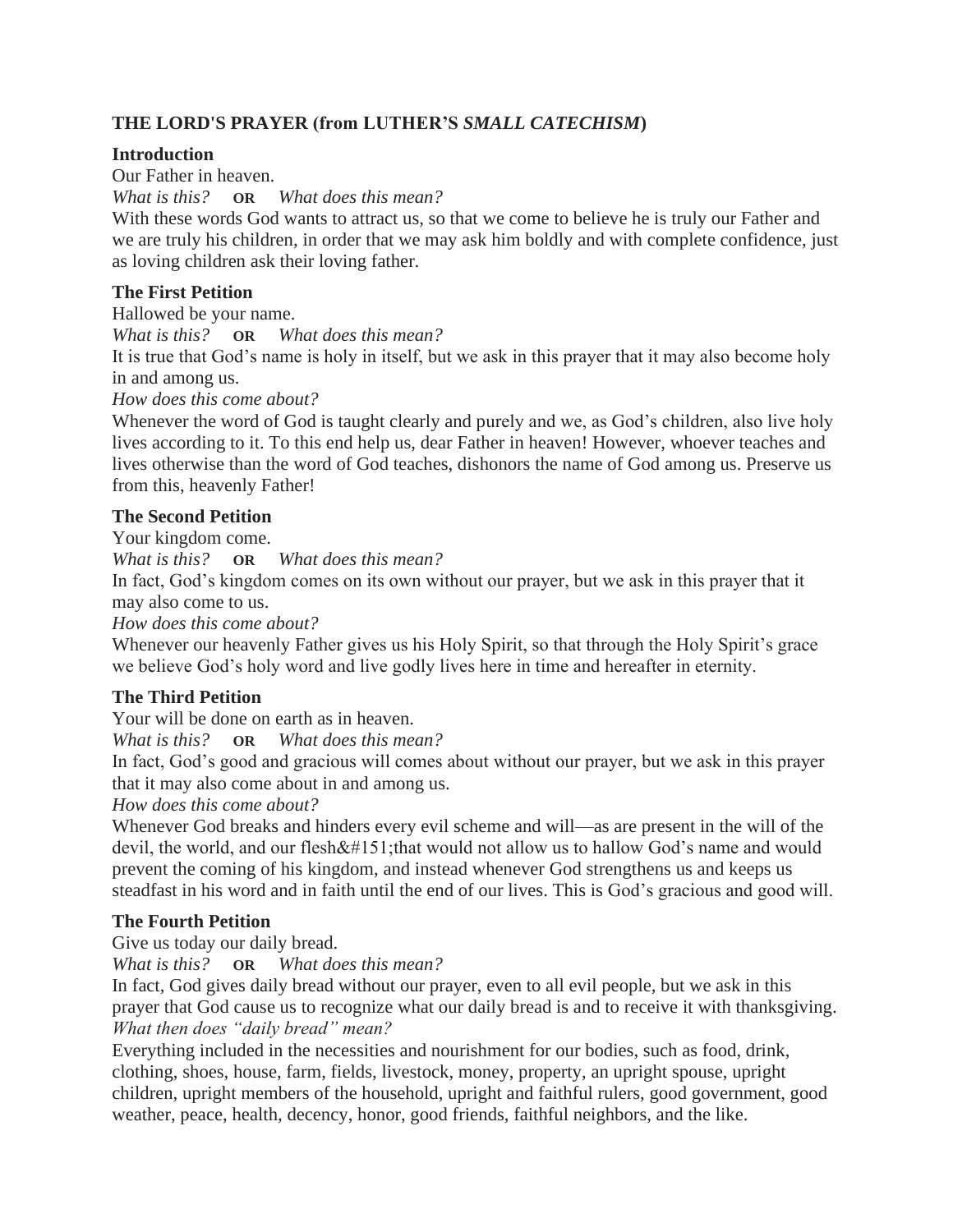**THE LORD'S PRAYER (from LUTHER'S *SMALL CATECHISM*)**

**Introduction**

Our Father in heaven.

*What is this?* **OR** *What does this mean?*

With these words God wants to attract us, so that we come to believe he is truly our Father and we are truly his children, in order that we may ask him boldly and with complete confidence, just as loving children ask their loving father.

**The First Petition**

Hallowed be your name.

*What is this?* **OR** *What does this mean?*

It is true that God's name is holy in itself, but we ask in this prayer that it may also become holy in and among us.

*How does this come about?*

Whenever the word of God is taught clearly and purely and we, as God's children, also live holy lives according to it. To this end help us, dear Father in heaven! However, whoever teaches and lives otherwise than the word of God teaches, dishonors the name of God among us. Preserve us from this, heavenly Father!

**The Second Petition**

Your kingdom come.

*What is this?* **OR** *What does this mean?*

In fact, God's kingdom comes on its own without our prayer, but we ask in this prayer that it may also come to us.

*How does this come about?*

Whenever our heavenly Father gives us his Holy Spirit, so that through the Holy Spirit's grace we believe God's holy word and live godly lives here in time and hereafter in eternity.

**The Third Petition**

Your will be done on earth as in heaven.

*What is this?* **OR** *What does this mean?*

In fact, God's good and gracious will comes about without our prayer, but we ask in this prayer that it may also come about in and among us.

*How does this come about?*

Whenever God breaks and hinders every evil scheme and will—as are present in the will of the devil, the world, and our flesh&#151;that would not allow us to hallow God's name and would prevent the coming of his kingdom, and instead whenever God strengthens us and keeps us steadfast in his word and in faith until the end of our lives. This is God's gracious and good will.

**The Fourth Petition**

Give us today our daily bread.

*What is this?* **OR** *What does this mean?*

In fact, God gives daily bread without our prayer, even to all evil people, but we ask in this prayer that God cause us to recognize what our daily bread is and to receive it with thanksgiving.

*What then does "daily bread" mean?*

Everything included in the necessities and nourishment for our bodies, such as food, drink, clothing, shoes, house, farm, fields, livestock, money, property, an upright spouse, upright children, upright members of the household, upright and faithful rulers, good government, good weather, peace, health, decency, honor, good friends, faithful neighbors, and the like.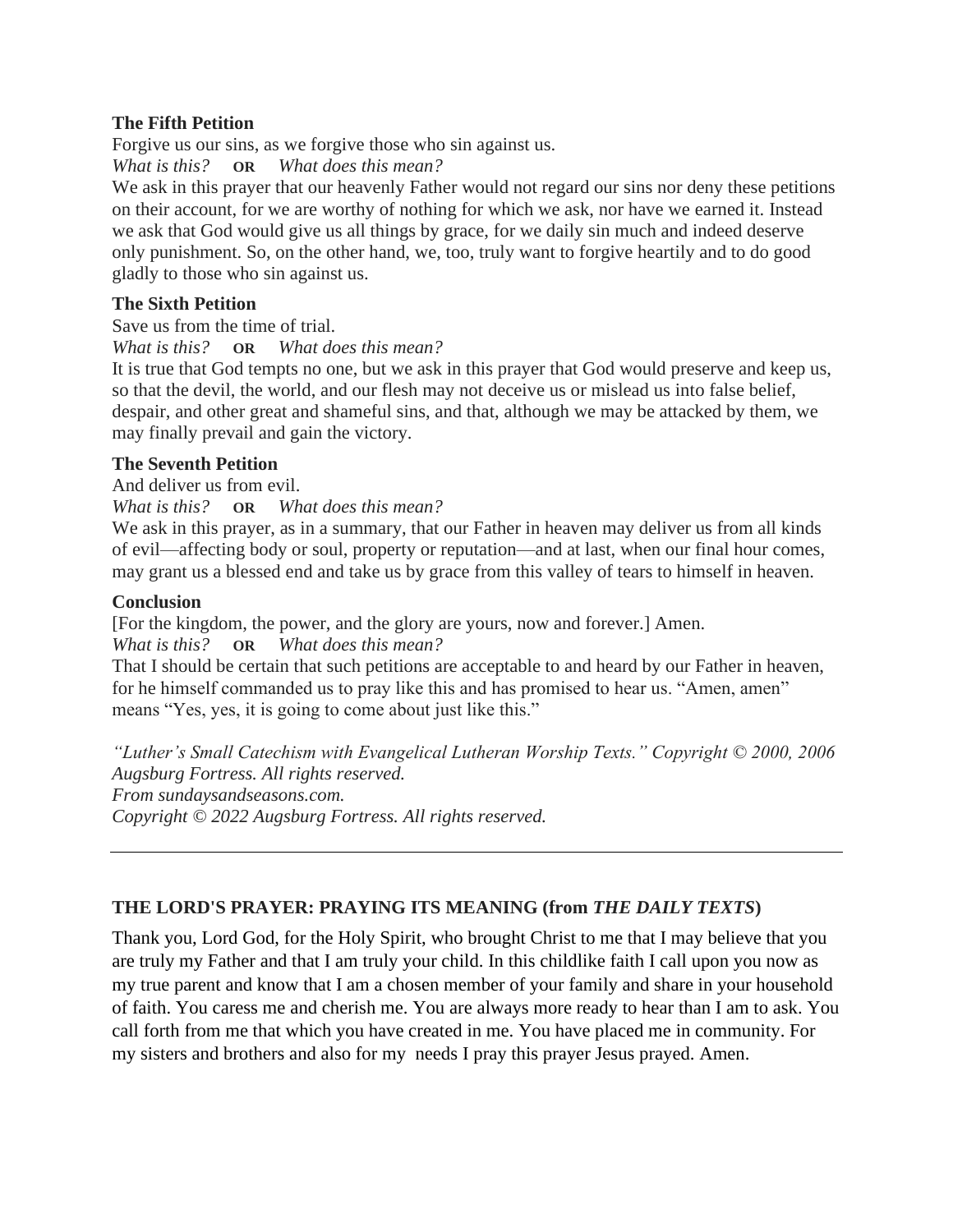**The Fifth Petition**

Forgive us our sins, as we forgive those who sin against us.

*What is this?* **OR** *What does this mean?*

We ask in this prayer that our heavenly Father would not regard our sins nor deny these petitions on their account, for we are worthy of nothing for which we ask, nor have we earned it. Instead we ask that God would give us all things by grace, for we daily sin much and indeed deserve only punishment. So, on the other hand, we, too, truly want to forgive heartily and to do good gladly to those who sin against us.

**The Sixth Petition**

Save us from the time of trial.

*What is this?* **OR** *What does this mean?*

It is true that God tempts no one, but we ask in this prayer that God would preserve and keep us, so that the devil, the world, and our flesh may not deceive us or mislead us into false belief, despair, and other great and shameful sins, and that, although we may be attacked by them, we may finally prevail and gain the victory.

**The Seventh Petition**

And deliver us from evil.

*What is this?* **OR** *What does this mean?*

We ask in this prayer, as in a summary, that our Father in heaven may deliver us from all kinds of evil—affecting body or soul, property or reputation—and at last, when our final hour comes, may grant us a blessed end and take us by grace from this valley of tears to himself in heaven.

**Conclusion**

[For the kingdom, the power, and the glory are yours, now and forever.] Amen.

*What is this?* **OR** *What does this mean?*

That I should be certain that such petitions are acceptable to and heard by our Father in heaven, for he himself commanded us to pray like this and has promised to hear us. "Amen, amen" means "Yes, yes, it is going to come about just like this."

*"Luther's Small Catechism with Evangelical Lutheran Worship Texts." Copyright © 2000, 2006 Augsburg Fortress. All rights reserved.*
*From sundaysandseasons.com.*
*Copyright © 2022 Augsburg Fortress. All rights reserved.*

---

**THE LORD'S PRAYER: PRAYING ITS MEANING (from *THE DAILY TEXTS*)**

Thank you, Lord God, for the Holy Spirit, who brought Christ to me that I may believe that you are truly my Father and that I am truly your child. In this childlike faith I call upon you now as my true parent and know that I am a chosen member of your family and share in your household of faith. You caress me and cherish me. You are always more ready to hear than I am to ask. You call forth from me that which you have created in me. You have placed me in community. For my sisters and brothers and also for my needs I pray this prayer Jesus prayed. Amen.